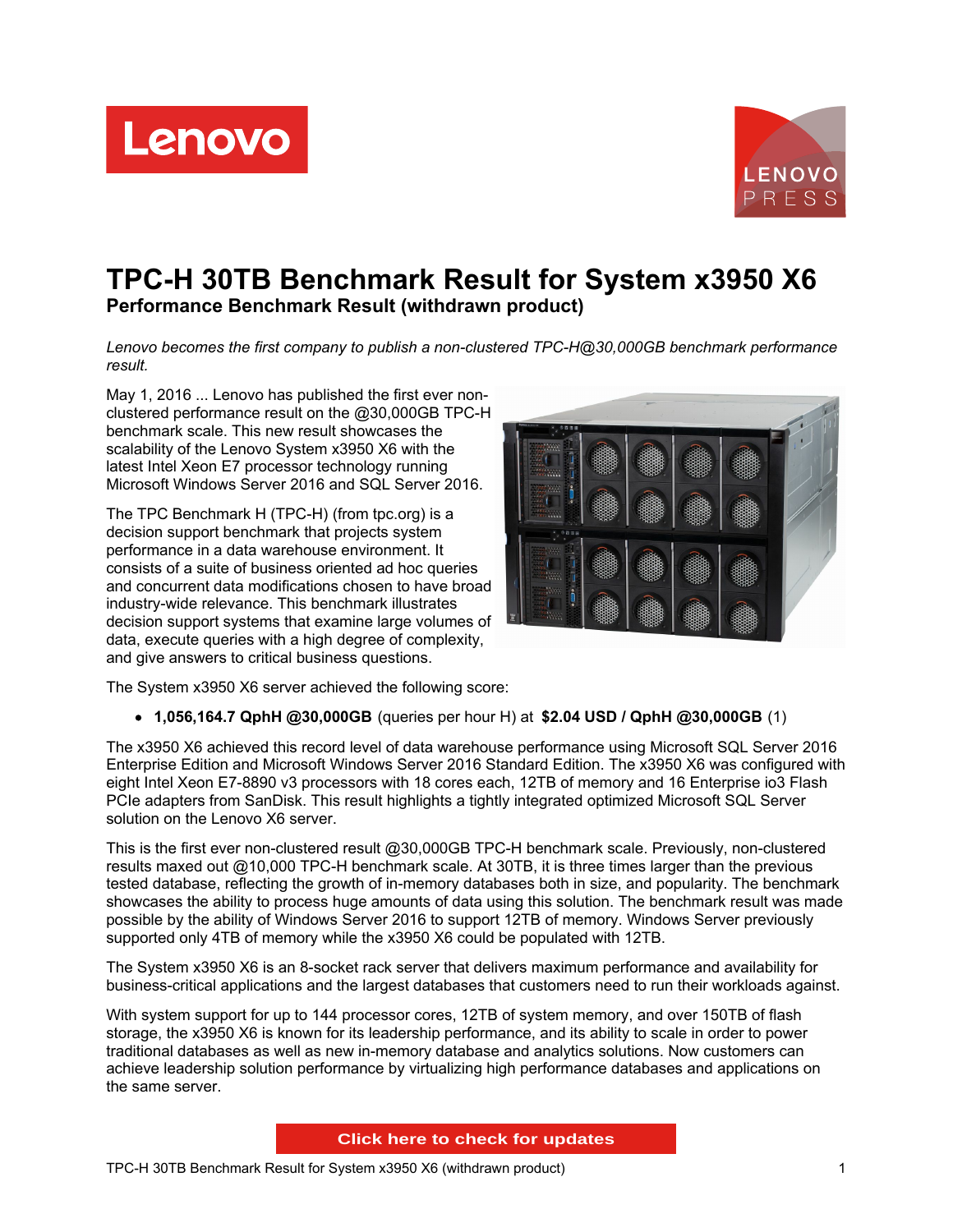# TPC-H 30TB Benchmark Result for System x3950 X6

## Performance Benchmark Result (withdrawn product)

*Lenovo becomes the first company to publish a non-clustered TPC-H@30,000GB benchmark performance result.*

May 1, 2016 ... Lenovo has published the first ever non-clustered performance result on the @30,000GB TPC-H benchmark scale. This new result showcases the scalability of the Lenovo System x3950 X6 with the latest Intel Xeon E7 processor technology running Microsoft Windows Server 2016 and SQL Server 2016.

The TPC Benchmark H (TPC-H) (from tpc.org) is a decision support benchmark that projects system performance in a data warehouse environment. It consists of a suite of business oriented ad hoc queries and concurrent data modifications chosen to have broad industry-wide relevance. This benchmark illustrates decision support systems that examine large volumes of data, execute queries with a high degree of complexity, and give answers to critical business questions.

The System x3950 X6 server achieved the following score:

- **1,056,164.7 QphH @30,000GB** (queries per hour H) at **$2.04 USD / QphH @30,000GB** (1)

The x3950 X6 achieved this record level of data warehouse performance using Microsoft SQL Server 2016 Enterprise Edition and Microsoft Windows Server 2016 Standard Edition. The x3950 X6 was configured with eight Intel Xeon E7-8890 v3 processors with 18 cores each, 12TB of memory and 16 Enterprise io3 Flash PCIe adapters from SanDisk. This result highlights a tightly integrated optimized Microsoft SQL Server solution on the Lenovo X6 server.

This is the first ever non-clustered result @30,000GB TPC-H benchmark scale. Previously, non-clustered results maxed out @10,000 TPC-H benchmark scale. At 30TB, it is three times larger than the previous tested database, reflecting the growth of in-memory databases both in size, and popularity. The benchmark showcases the ability to process huge amounts of data using this solution. The benchmark result was made possible by the ability of Windows Server 2016 to support 12TB of memory. Windows Server previously supported only 4TB of memory while the x3950 X6 could be populated with 12TB.

The System x3950 X6 is an 8-socket rack server that delivers maximum performance and availability for business-critical applications and the largest databases that customers need to run their workloads against.

With system support for up to 144 processor cores, 12TB of system memory, and over 150TB of flash storage, the x3950 X6 is known for its leadership performance, and its ability to scale in order to power traditional databases as well as new in-memory database and analytics solutions. Now customers can achieve leadership solution performance by virtualizing high performance databases and applications on the same server.

Click here to check for updates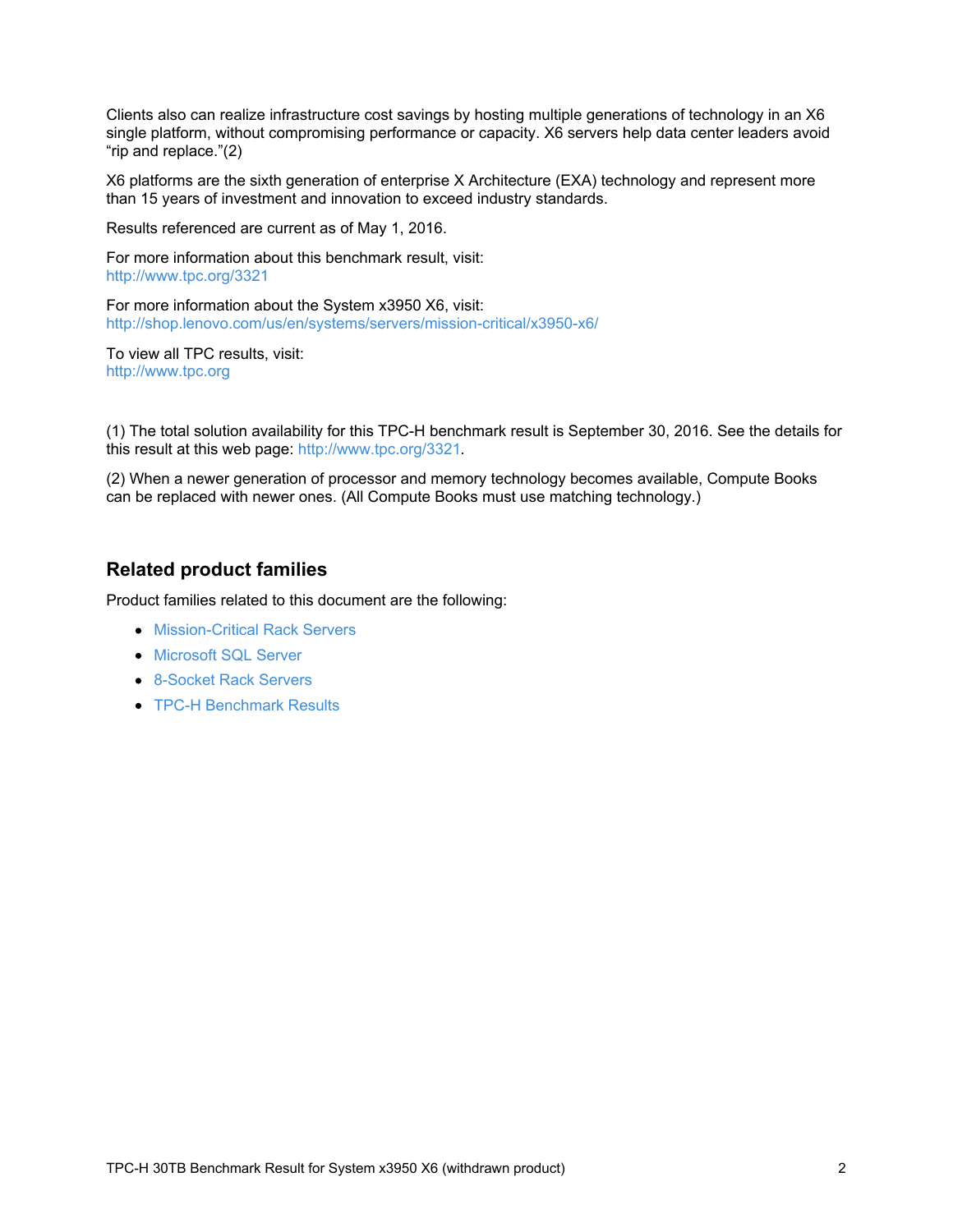Clients also can realize infrastructure cost savings by hosting multiple generations of technology in an X6 single platform, without compromising performance or capacity. X6 servers help data center leaders avoid "rip and replace."(2)

X6 platforms are the sixth generation of enterprise X Architecture (EXA) technology and represent more than 15 years of investment and innovation to exceed industry standards.

Results referenced are current as of May 1, 2016.

For more information about this benchmark result, visit:
http://www.tpc.org/3321

For more information about the System x3950 X6, visit:
http://shop.lenovo.com/us/en/systems/servers/mission-critical/x3950-x6/

To view all TPC results, visit:
http://www.tpc.org

(1) The total solution availability for this TPC-H benchmark result is September 30, 2016. See the details for this result at this web page: http://www.tpc.org/3321.

(2) When a newer generation of processor and memory technology becomes available, Compute Books can be replaced with newer ones. (All Compute Books must use matching technology.)

## Related product families

Product families related to this document are the following:

- Mission-Critical Rack Servers
- Microsoft SQL Server
- 8-Socket Rack Servers
- TPC-H Benchmark Results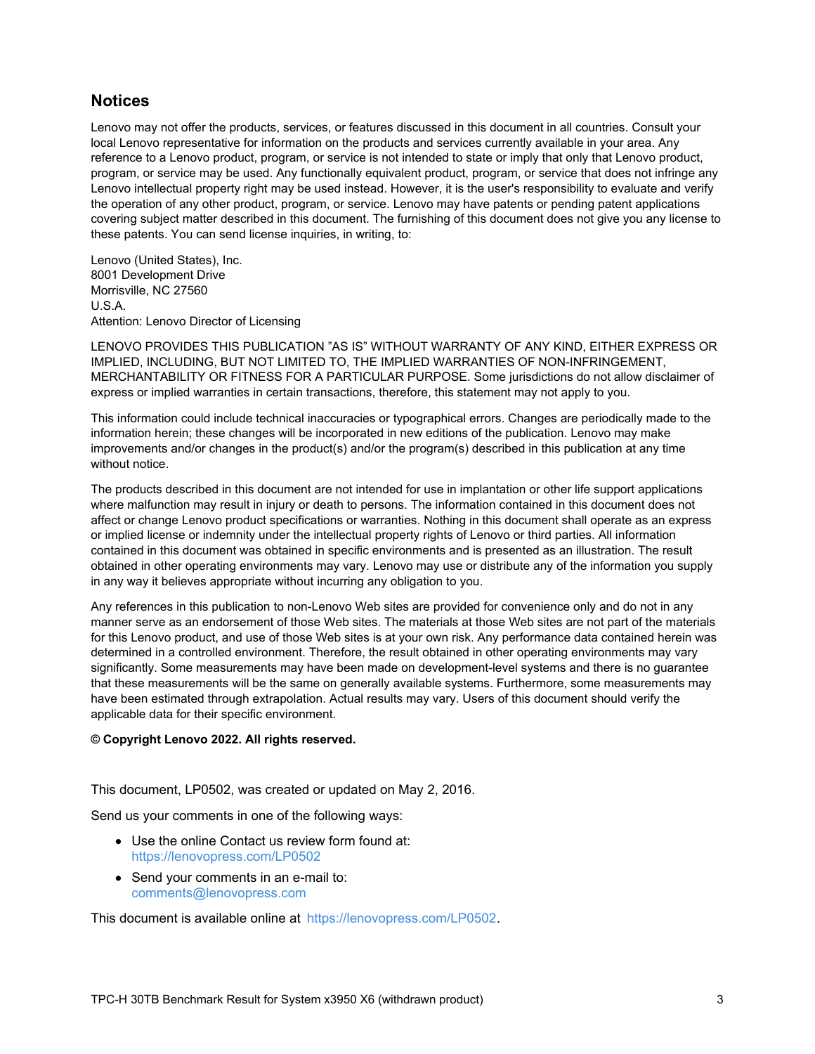## Notices

Lenovo may not offer the products, services, or features discussed in this document in all countries. Consult your local Lenovo representative for information on the products and services currently available in your area. Any reference to a Lenovo product, program, or service is not intended to state or imply that only that Lenovo product, program, or service may be used. Any functionally equivalent product, program, or service that does not infringe any Lenovo intellectual property right may be used instead. However, it is the user's responsibility to evaluate and verify the operation of any other product, program, or service. Lenovo may have patents or pending patent applications covering subject matter described in this document. The furnishing of this document does not give you any license to these patents. You can send license inquiries, in writing, to:

Lenovo (United States), Inc.
8001 Development Drive
Morrisville, NC 27560
U.S.A.
Attention: Lenovo Director of Licensing

LENOVO PROVIDES THIS PUBLICATION "AS IS" WITHOUT WARRANTY OF ANY KIND, EITHER EXPRESS OR IMPLIED, INCLUDING, BUT NOT LIMITED TO, THE IMPLIED WARRANTIES OF NON-INFRINGEMENT, MERCHANTABILITY OR FITNESS FOR A PARTICULAR PURPOSE. Some jurisdictions do not allow disclaimer of express or implied warranties in certain transactions, therefore, this statement may not apply to you.

This information could include technical inaccuracies or typographical errors. Changes are periodically made to the information herein; these changes will be incorporated in new editions of the publication. Lenovo may make improvements and/or changes in the product(s) and/or the program(s) described in this publication at any time without notice.

The products described in this document are not intended for use in implantation or other life support applications where malfunction may result in injury or death to persons. The information contained in this document does not affect or change Lenovo product specifications or warranties. Nothing in this document shall operate as an express or implied license or indemnity under the intellectual property rights of Lenovo or third parties. All information contained in this document was obtained in specific environments and is presented as an illustration. The result obtained in other operating environments may vary. Lenovo may use or distribute any of the information you supply in any way it believes appropriate without incurring any obligation to you.

Any references in this publication to non-Lenovo Web sites are provided for convenience only and do not in any manner serve as an endorsement of those Web sites. The materials at those Web sites are not part of the materials for this Lenovo product, and use of those Web sites is at your own risk. Any performance data contained herein was determined in a controlled environment. Therefore, the result obtained in other operating environments may vary significantly. Some measurements may have been made on development-level systems and there is no guarantee that these measurements will be the same on generally available systems. Furthermore, some measurements may have been estimated through extrapolation. Actual results may vary. Users of this document should verify the applicable data for their specific environment.

**© Copyright Lenovo 2022. All rights reserved.**

This document, LP0502, was created or updated on May 2, 2016.

Send us your comments in one of the following ways:

- Use the online Contact us review form found at:
  https://lenovopress.com/LP0502
- Send your comments in an e-mail to:
  comments@lenovopress.com

This document is available online at https://lenovopress.com/LP0502.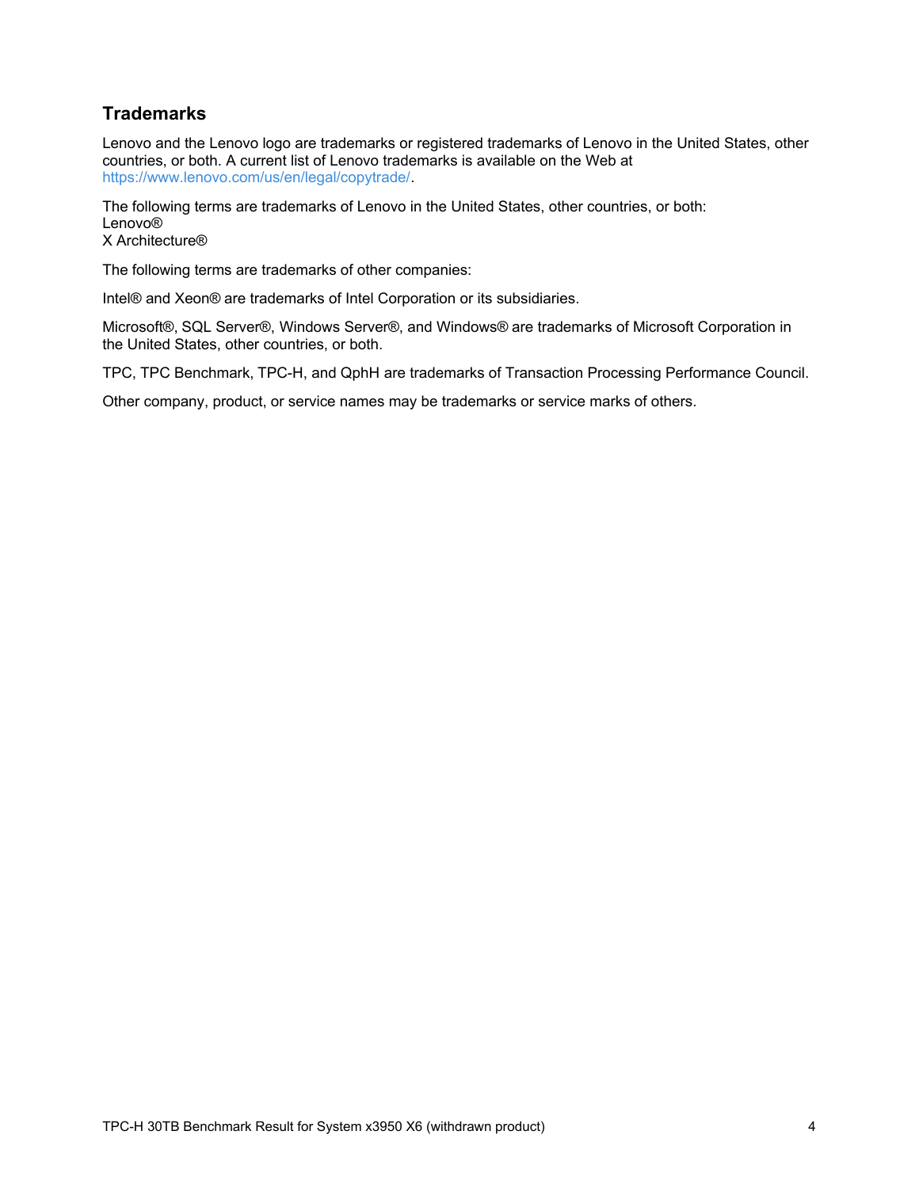## Trademarks

Lenovo and the Lenovo logo are trademarks or registered trademarks of Lenovo in the United States, other countries, or both. A current list of Lenovo trademarks is available on the Web at https://www.lenovo.com/us/en/legal/copytrade/.

The following terms are trademarks of Lenovo in the United States, other countries, or both:
Lenovo®
X Architecture®

The following terms are trademarks of other companies:

Intel® and Xeon® are trademarks of Intel Corporation or its subsidiaries.

Microsoft®, SQL Server®, Windows Server®, and Windows® are trademarks of Microsoft Corporation in the United States, other countries, or both.

TPC, TPC Benchmark, TPC-H, and QphH are trademarks of Transaction Processing Performance Council.

Other company, product, or service names may be trademarks or service marks of others.